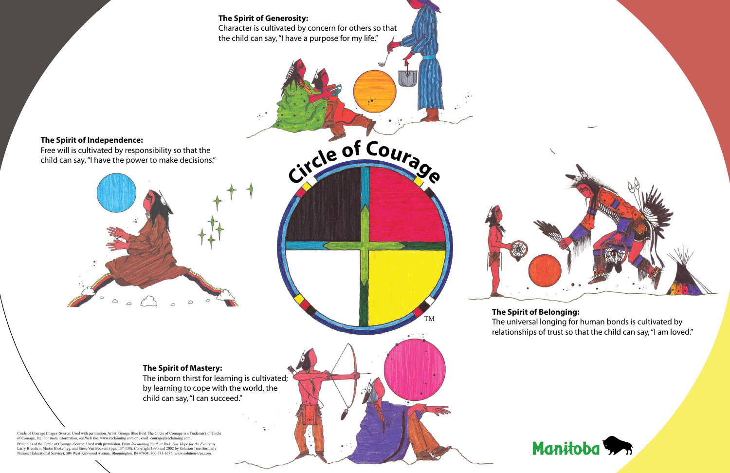### The Spirit of Generosity:

Character is cultivated by concern for others so that the child can say, "I have a purpose for my life."

### The Spirit of Independence:

Free will is cultivated by responsibility so that the child can say, "I have the power to make decisions."

Circle of Courage™

### The Spirit of Belonging:

The universal longing for human bonds is cultivated by relationships of trust so that the child can say, "I am loved."

### The Spirit of Mastery:

The inborn thirst for learning is cultivated; by learning to cope with the world, the child can say, "I can succeed."

Circle of Courage Images–Source: Used with permission. Artist: George Blue Bird. The Circle of Courage is a Trademark of Circle of Courage, Inc. For more information, see Web site: www.reclaiming.com or e-mail: courage@reclaiming.com.

Principles of the Circle of Courage–Source: Used with permission. From *Reclaiming Youth at Risk: Our Hope for the Future* by Larry Brendtro, Martin Brokenleg, and Steve Van Bockern (pgs. 137-138). Copyright 1990 and 2002 by Solution Tree (formerly National Educational Service), 304 West Kirkwood Avenue, Bloomington, IN 47404, 800-733-6786, www.solution-tree.com.

Manitoba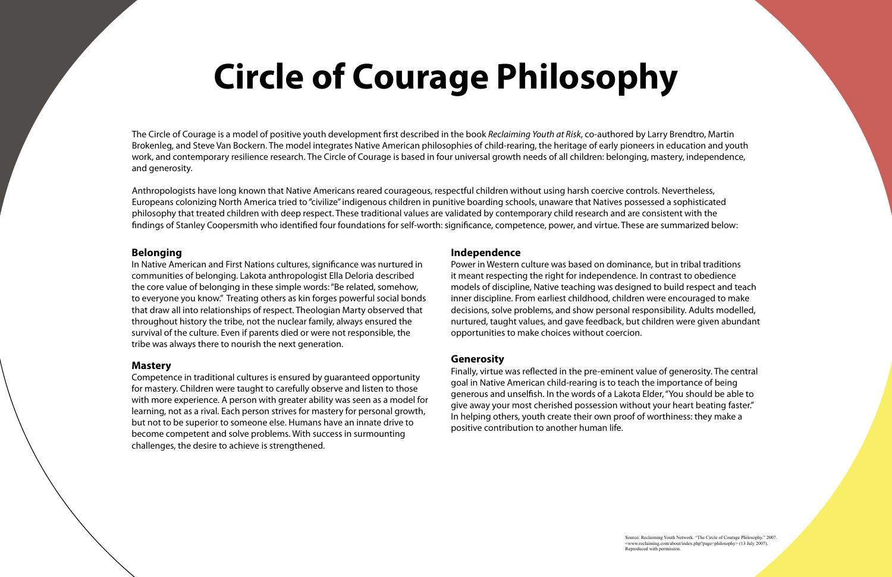# Circle of Courage Philosophy

The Circle of Courage is a model of positive youth development first described in the book *Reclaiming Youth at Risk*, co-authored by Larry Brendtro, Martin Brokenleg, and Steve Van Bockern. The model integrates Native American philosophies of child-rearing, the heritage of early pioneers in education and youth work, and contemporary resilience research. The Circle of Courage is based in four universal growth needs of all children: belonging, mastery, independence, and generosity.

Anthropologists have long known that Native Americans reared courageous, respectful children without using harsh coercive controls. Nevertheless, Europeans colonizing North America tried to "civilize" indigenous children in punitive boarding schools, unaware that Natives possessed a sophisticated philosophy that treated children with deep respect. These traditional values are validated by contemporary child research and are consistent with the findings of Stanley Coopersmith who identified four foundations for self-worth: significance, competence, power, and virtue. These are summarized below:

### Belonging

In Native American and First Nations cultures, significance was nurtured in communities of belonging. Lakota anthropologist Ella Deloria described the core value of belonging in these simple words: "Be related, somehow, to everyone you know." Treating others as kin forges powerful social bonds that draw all into relationships of respect. Theologian Marty observed that throughout history the tribe, not the nuclear family, always ensured the survival of the culture. Even if parents died or were not responsible, the tribe was always there to nourish the next generation.

### Mastery

Competence in traditional cultures is ensured by guaranteed opportunity for mastery. Children were taught to carefully observe and listen to those with more experience. A person with greater ability was seen as a model for learning, not as a rival. Each person strives for mastery for personal growth, but not to be superior to someone else. Humans have an innate drive to become competent and solve problems. With success in surmounting challenges, the desire to achieve is strengthened.

### Independence

Power in Western culture was based on dominance, but in tribal traditions it meant respecting the right for independence. In contrast to obedience models of discipline, Native teaching was designed to build respect and teach inner discipline. From earliest childhood, children were encouraged to make decisions, solve problems, and show personal responsibility. Adults modelled, nurtured, taught values, and gave feedback, but children were given abundant opportunities to make choices without coercion.

### Generosity

Finally, virtue was reflected in the pre-eminent value of generosity. The central goal in Native American child-rearing is to teach the importance of being generous and unselfish. In the words of a Lakota Elder, "You should be able to give away your most cherished possession without your heart beating faster." In helping others, youth create their own proof of worthiness: they make a positive contribution to another human life.

Source: Reclaiming Youth Network. "The Circle of Courage Philosophy." 2007. <www.reclaiming.com/about/index.php?page=philosophy> (13 July 2007). Reproduced with permission.